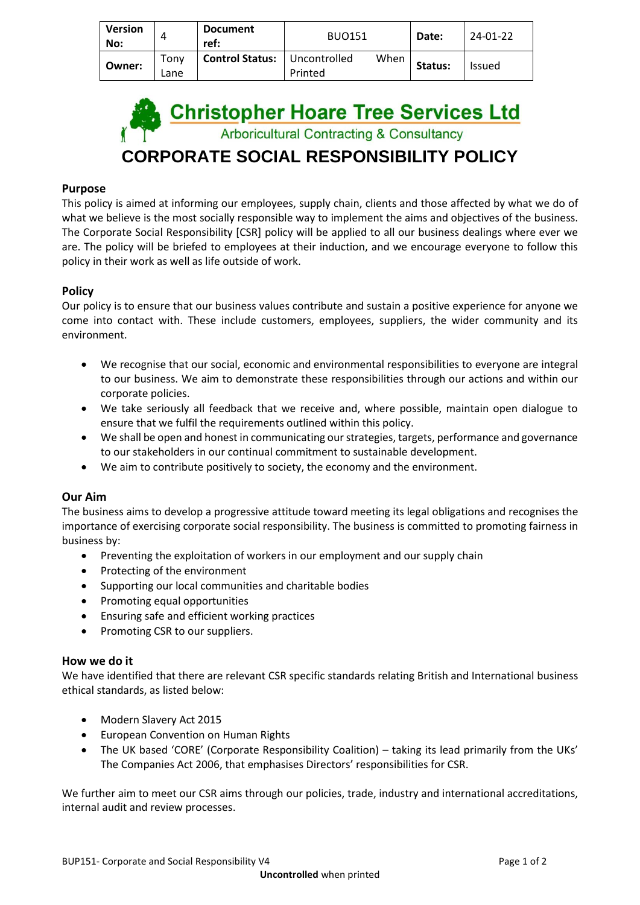| Version No: | 4 | Document ref: | BUO151 | Date: | 24-01-22 |
|---|---|---|---|---|---|
| Owner: | Tony Lane | Control Status: | Uncontrolled When Printed | Status: | Issued |

**Christopher Hoare Tree Services Ltd**

Arboricultural Contracting & Consultancy

# CORPORATE SOCIAL RESPONSIBILITY POLICY

## Purpose

This policy is aimed at informing our employees, supply chain, clients and those affected by what we do of what we believe is the most socially responsible way to implement the aims and objectives of the business. The Corporate Social Responsibility [CSR] policy will be applied to all our business dealings where ever we are. The policy will be briefed to employees at their induction, and we encourage everyone to follow this policy in their work as well as life outside of work.

## Policy

Our policy is to ensure that our business values contribute and sustain a positive experience for anyone we come into contact with. These include customers, employees, suppliers, the wider community and its environment.

- We recognise that our social, economic and environmental responsibilities to everyone are integral to our business. We aim to demonstrate these responsibilities through our actions and within our corporate policies.
- We take seriously all feedback that we receive and, where possible, maintain open dialogue to ensure that we fulfil the requirements outlined within this policy.
- We shall be open and honest in communicating our strategies, targets, performance and governance to our stakeholders in our continual commitment to sustainable development.
- We aim to contribute positively to society, the economy and the environment.

## Our Aim

The business aims to develop a progressive attitude toward meeting its legal obligations and recognises the importance of exercising corporate social responsibility. The business is committed to promoting fairness in business by:

- Preventing the exploitation of workers in our employment and our supply chain
- Protecting of the environment
- Supporting our local communities and charitable bodies
- Promoting equal opportunities
- Ensuring safe and efficient working practices
- Promoting CSR to our suppliers.

## How we do it

We have identified that there are relevant CSR specific standards relating British and International business ethical standards, as listed below:

- Modern Slavery Act 2015
- European Convention on Human Rights
- The UK based 'CORE' (Corporate Responsibility Coalition) – taking its lead primarily from the UKs' The Companies Act 2006, that emphasises Directors' responsibilities for CSR.

We further aim to meet our CSR aims through our policies, trade, industry and international accreditations, internal audit and review processes.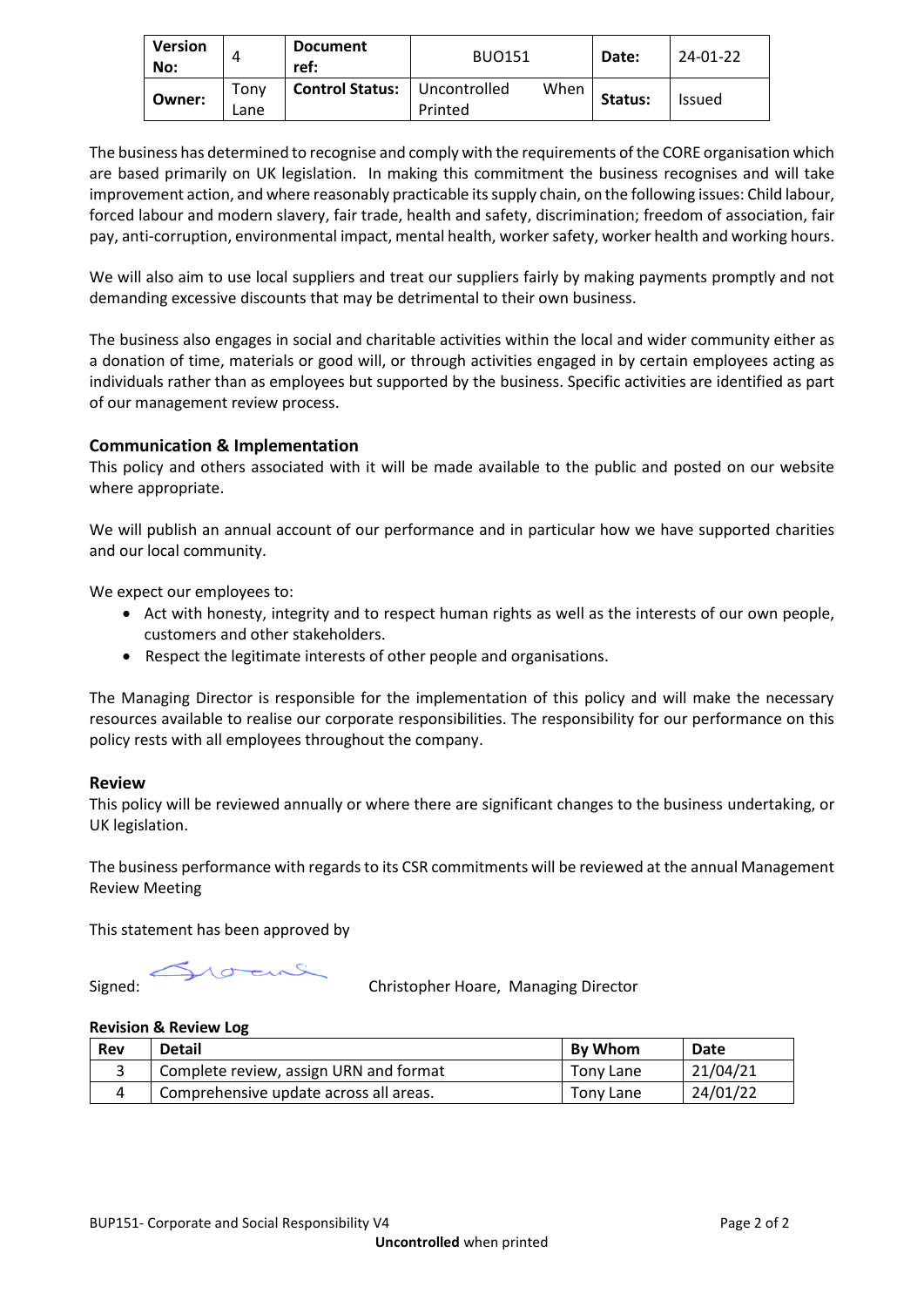| Version No: | 4 | Document ref: | BUO151 | Date: | 24-01-22 |
|---|---|---|---|---|---|
| Owner: | Tony Lane | Control Status: | Uncontrolled When Printed | Status: | Issued |

The business has determined to recognise and comply with the requirements of the CORE organisation which are based primarily on UK legislation. In making this commitment the business recognises and will take improvement action, and where reasonably practicable its supply chain, on the following issues: Child labour, forced labour and modern slavery, fair trade, health and safety, discrimination; freedom of association, fair pay, anti-corruption, environmental impact, mental health, worker safety, worker health and working hours.

We will also aim to use local suppliers and treat our suppliers fairly by making payments promptly and not demanding excessive discounts that may be detrimental to their own business.

The business also engages in social and charitable activities within the local and wider community either as a donation of time, materials or good will, or through activities engaged in by certain employees acting as individuals rather than as employees but supported by the business. Specific activities are identified as part of our management review process.

### Communication & Implementation

This policy and others associated with it will be made available to the public and posted on our website where appropriate.

We will publish an annual account of our performance and in particular how we have supported charities and our local community.

We expect our employees to:

- Act with honesty, integrity and to respect human rights as well as the interests of our own people, customers and other stakeholders.
- Respect the legitimate interests of other people and organisations.

The Managing Director is responsible for the implementation of this policy and will make the necessary resources available to realise our corporate responsibilities. The responsibility for our performance on this policy rests with all employees throughout the company.

### Review

This policy will be reviewed annually or where there are significant changes to the business undertaking, or UK legislation.

The business performance with regards to its CSR commitments will be reviewed at the annual Management Review Meeting

This statement has been approved by

Signed: Christopher Hoare, Managing Director

**Revision & Review Log**

| Rev | Detail | By Whom | Date |
|---|---|---|---|
| 3 | Complete review, assign URN and format | Tony Lane | 21/04/21 |
| 4 | Comprehensive update across all areas. | Tony Lane | 24/01/22 |